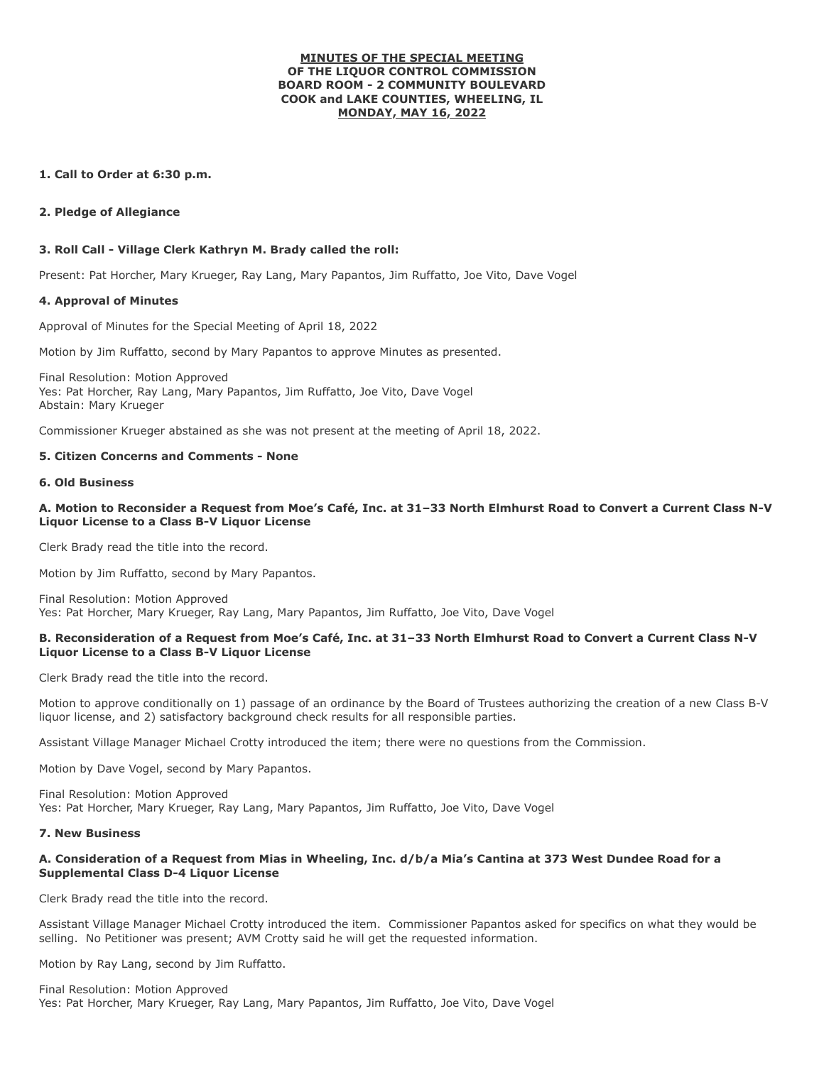**MINUTES OF THE SPECIAL MEETING**
**OF THE LIQUOR CONTROL COMMISSION**
**BOARD ROOM - 2 COMMUNITY BOULEVARD**
**COOK and LAKE COUNTIES, WHEELING, IL**
**MONDAY, MAY 16, 2022**

**1. Call to Order at 6:30 p.m.**

**2. Pledge of Allegiance**

**3. Roll Call - Village Clerk Kathryn M. Brady called the roll:**

Present: Pat Horcher, Mary Krueger, Ray Lang, Mary Papantos, Jim Ruffatto, Joe Vito, Dave Vogel

**4. Approval of Minutes**

Approval of Minutes for the Special Meeting of April 18, 2022

Motion by Jim Ruffatto, second by Mary Papantos to approve Minutes as presented.

Final Resolution: Motion Approved
Yes: Pat Horcher, Ray Lang, Mary Papantos, Jim Ruffatto, Joe Vito, Dave Vogel
Abstain: Mary Krueger

Commissioner Krueger abstained as she was not present at the meeting of April 18, 2022.

**5. Citizen Concerns and Comments - None**

**6. Old Business**

**A. Motion to Reconsider a Request from Moe's Café, Inc. at 31–33 North Elmhurst Road to Convert a Current Class N-V Liquor License to a Class B-V Liquor License**

Clerk Brady read the title into the record.

Motion by Jim Ruffatto, second by Mary Papantos.

Final Resolution: Motion Approved
Yes: Pat Horcher, Mary Krueger, Ray Lang, Mary Papantos, Jim Ruffatto, Joe Vito, Dave Vogel

**B. Reconsideration of a Request from Moe's Café, Inc. at 31–33 North Elmhurst Road to Convert a Current Class N-V Liquor License to a Class B-V Liquor License**

Clerk Brady read the title into the record.

Motion to approve conditionally on 1) passage of an ordinance by the Board of Trustees authorizing the creation of a new Class B-V liquor license, and 2) satisfactory background check results for all responsible parties.

Assistant Village Manager Michael Crotty introduced the item; there were no questions from the Commission.

Motion by Dave Vogel, second by Mary Papantos.

Final Resolution: Motion Approved
Yes: Pat Horcher, Mary Krueger, Ray Lang, Mary Papantos, Jim Ruffatto, Joe Vito, Dave Vogel

**7. New Business**

**A. Consideration of a Request from Mias in Wheeling, Inc. d/b/a Mia's Cantina at 373 West Dundee Road for a Supplemental Class D-4 Liquor License**

Clerk Brady read the title into the record.

Assistant Village Manager Michael Crotty introduced the item. Commissioner Papantos asked for specifics on what they would be selling. No Petitioner was present; AVM Crotty said he will get the requested information.

Motion by Ray Lang, second by Jim Ruffatto.

Final Resolution: Motion Approved
Yes: Pat Horcher, Mary Krueger, Ray Lang, Mary Papantos, Jim Ruffatto, Joe Vito, Dave Vogel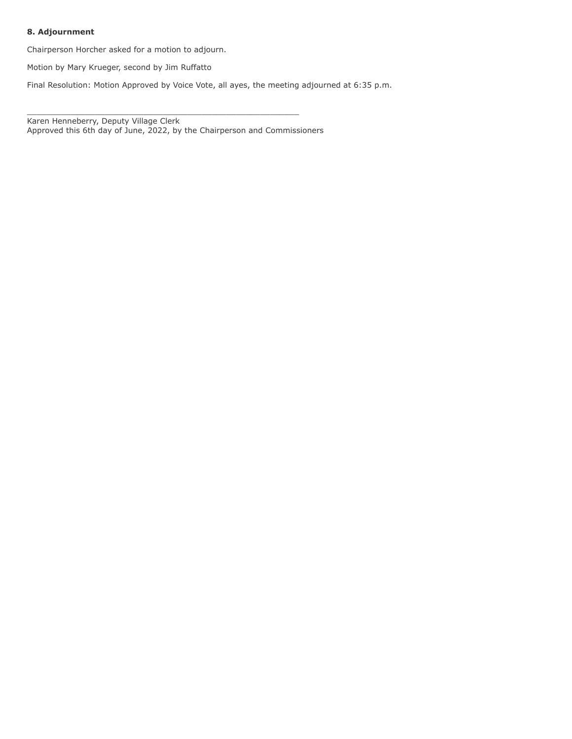**8. Adjournment**

Chairperson Horcher asked for a motion to adjourn.

Motion by Mary Krueger, second by Jim Ruffatto

Final Resolution: Motion Approved by Voice Vote, all ayes, the meeting adjourned at 6:35 p.m.

\_\_\_\_\_\_\_\_\_\_\_\_\_\_\_\_\_\_\_\_\_\_\_\_\_\_\_\_\_\_\_\_\_\_\_\_\_\_\_\_\_\_\_\_\_\_\_\_\_\_\_\_\_\_\_\_

Karen Henneberry, Deputy Village Clerk
Approved this 6th day of June, 2022, by the Chairperson and Commissioners